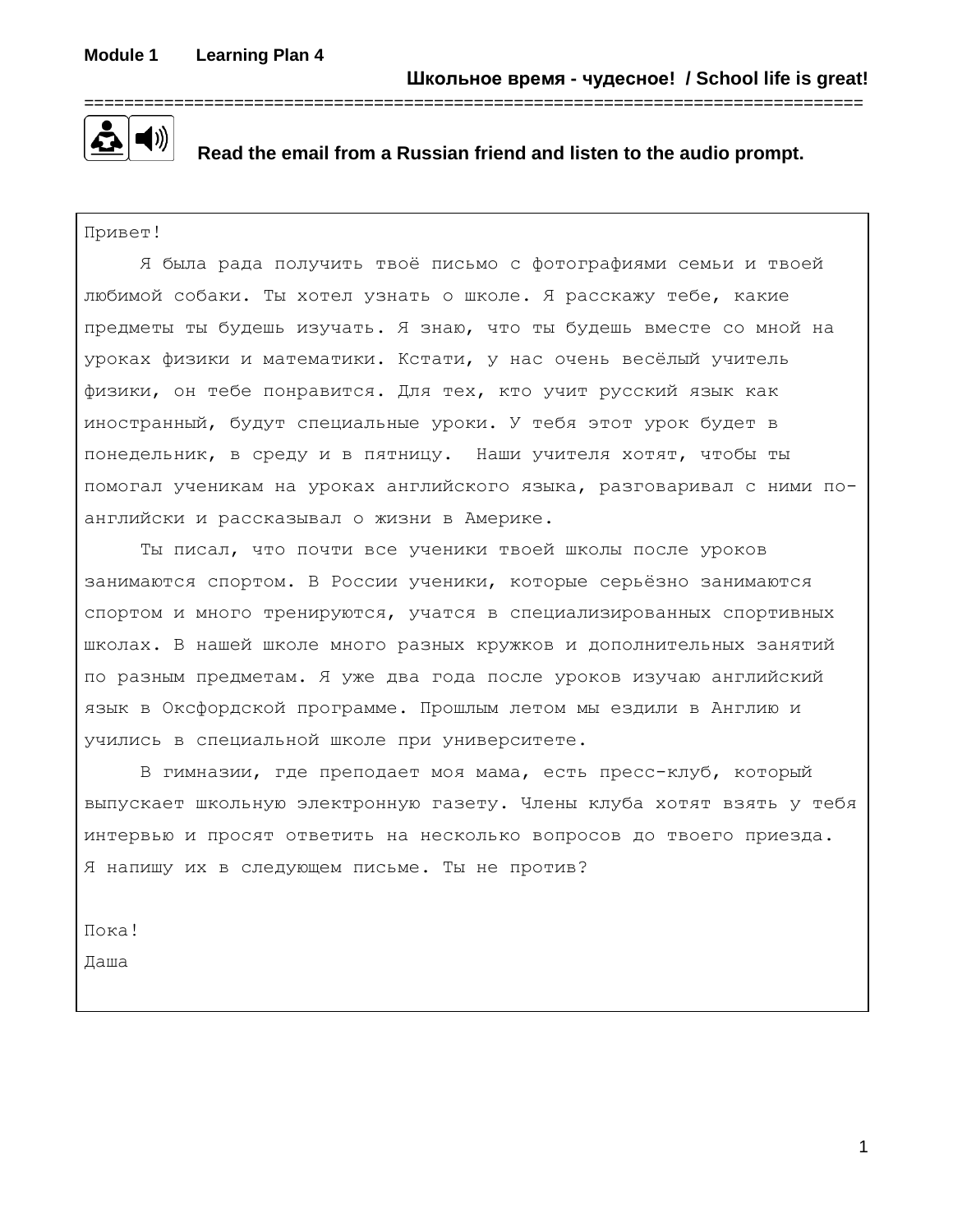**Module 1 Learning Plan 4**

**Школьное время - чудесное! / School life is great!**

**Read the email from a Russian friend and listen to the audio prompt.**

Привет!

Я была рада получить твоё письмо с фотографиями семьи и твоей любимой собаки. Ты хотел узнать о школе. Я расскажу тебе, какие предметы ты будешь изучать. Я знаю, что ты будешь вместе со мной на уроках физики и математики. Кстати, у нас очень весёлый учитель физики, он тебе понравится. Для тех, кто учит русский язык как иностранный, будут специальные уроки. У тебя этот урок будет в понедельник, в среду и в пятницу. Наши учителя хотят, чтобы ты помогал ученикам на уроках английского языка, разговаривал с ними по-английски и рассказывал о жизни в Америке.

Ты писал, что почти все ученики твоей школы после уроков занимаются спортом. В России ученики, которые серьёзно занимаются спортом и много тренируются, учатся в специализированных спортивных школах. В нашей школе много разных кружков и дополнительных занятий по разным предметам. Я уже два года после уроков изучаю английский язык в Оксфордской программе. Прошлым летом мы ездили в Англию и учились в специальной школе при университете.

В гимназии, где преподает моя мама, есть пресс-клуб, который выпускает школьную электронную газету. Члены клуба хотят взять у тебя интервью и просят ответить на несколько вопросов до твоего приезда. Я напишу их в следующем письме. Ты не против?

Пока!

Даша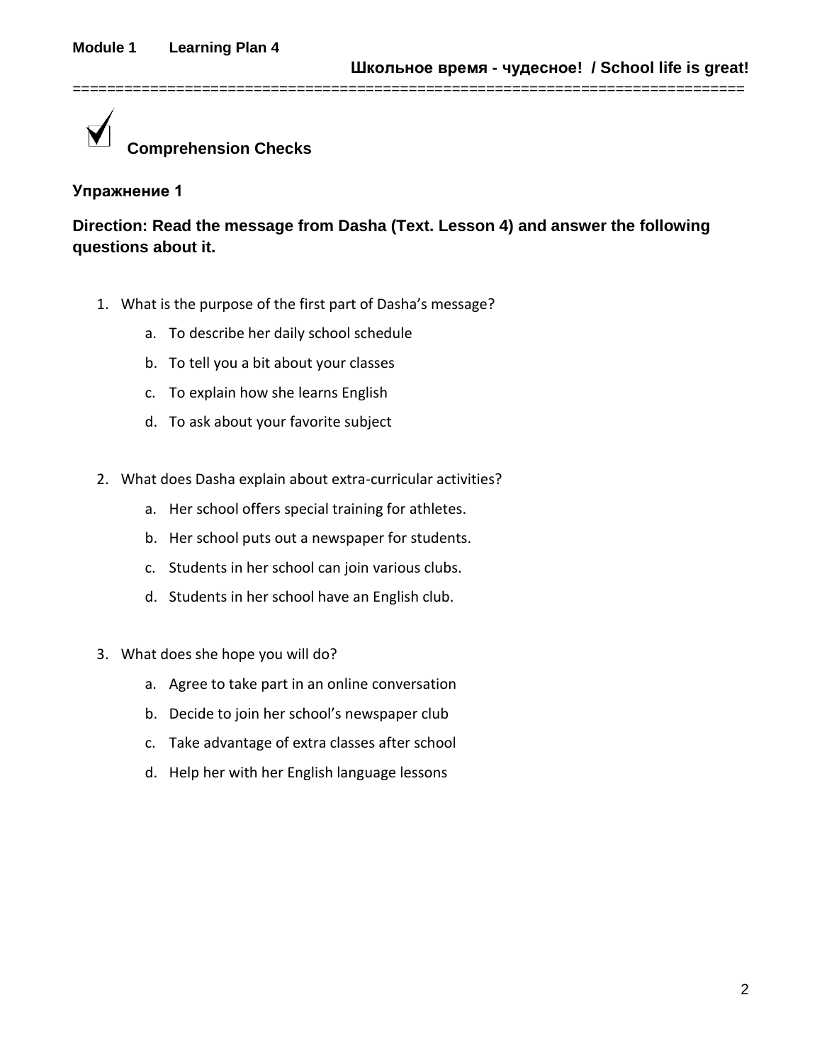## Comprehension Checks

### Упражнение 1

**Direction: Read the message from Dasha (Text. Lesson 4) and answer the following questions about it.**

1. What is the purpose of the first part of Dasha's message?
   a. To describe her daily school schedule
   b. To tell you a bit about your classes
   c. To explain how she learns English
   d. To ask about your favorite subject

2. What does Dasha explain about extra-curricular activities?
   a. Her school offers special training for athletes.
   b. Her school puts out a newspaper for students.
   c. Students in her school can join various clubs.
   d. Students in her school have an English club.

3. What does she hope you will do?
   a. Agree to take part in an online conversation
   b. Decide to join her school's newspaper club
   c. Take advantage of extra classes after school
   d. Help her with her English language lessons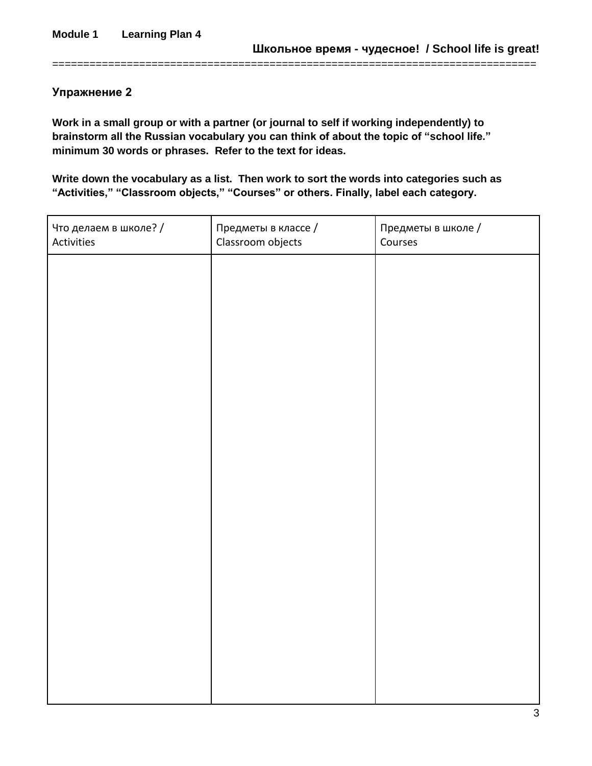Module 1 Learning Plan 4

**Школьное время - чудесное! / School life is great!**

## Упражнение 2

**Work in a small group or with a partner (or journal to self if working independently) to brainstorm all the Russian vocabulary you can think of about the topic of "school life." minimum 30 words or phrases. Refer to the text for ideas.**

**Write down the vocabulary as a list. Then work to sort the words into categories such as "Activities," "Classroom objects," "Courses" or others. Finally, label each category.**

| Что делаем в школе? / Activities | Предметы в классе / Classroom objects | Предметы в школе / Courses |
|---|---|---|
| | | |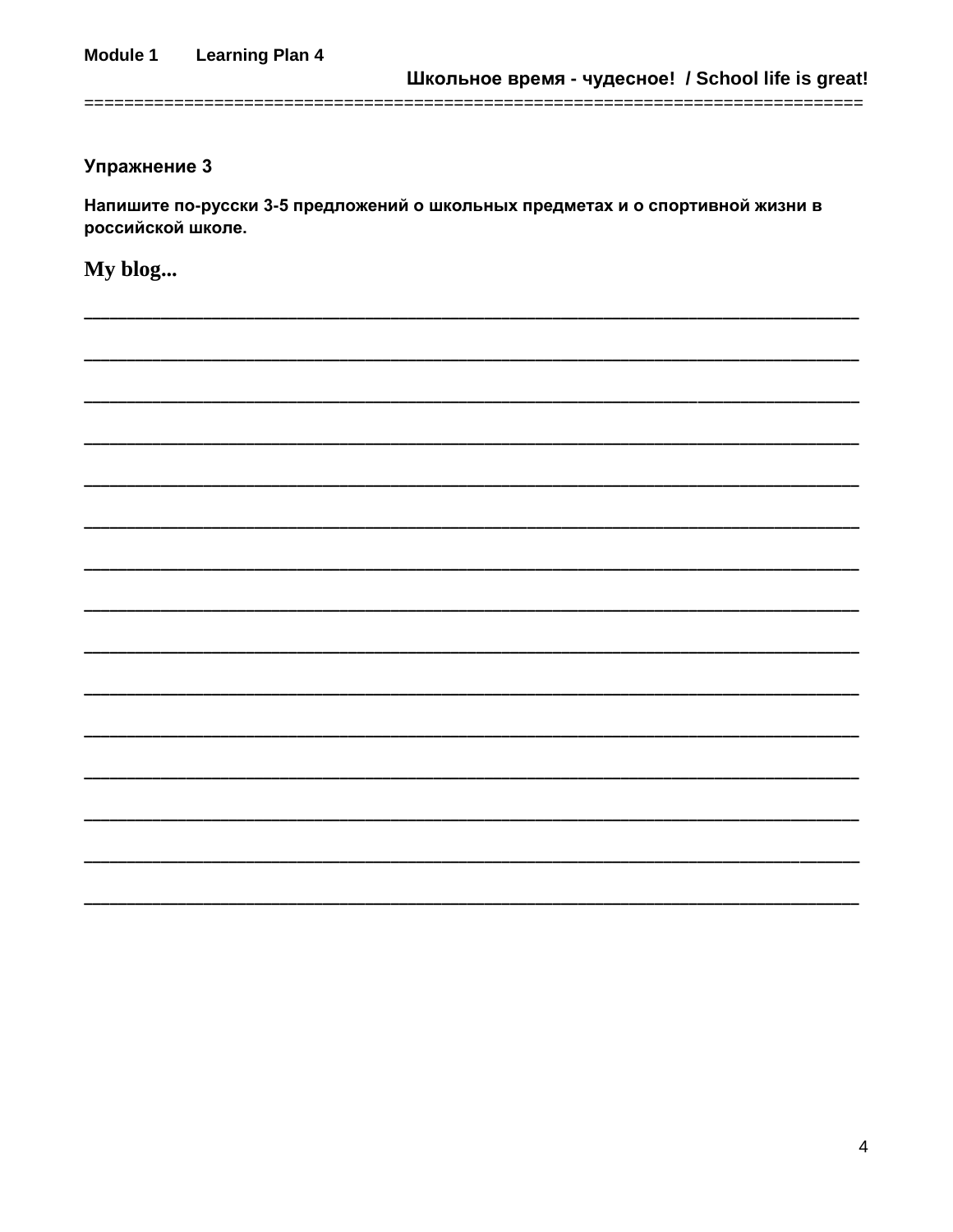### Упражнение 3

**Напишите по-русски 3-5 предложений о школьных предметах и о спортивной жизни в российской школе.**

**My blog...**

___________________________________________________________________________

___________________________________________________________________________

___________________________________________________________________________

___________________________________________________________________________

___________________________________________________________________________

___________________________________________________________________________

___________________________________________________________________________

___________________________________________________________________________

___________________________________________________________________________

___________________________________________________________________________

___________________________________________________________________________

___________________________________________________________________________

___________________________________________________________________________

___________________________________________________________________________

___________________________________________________________________________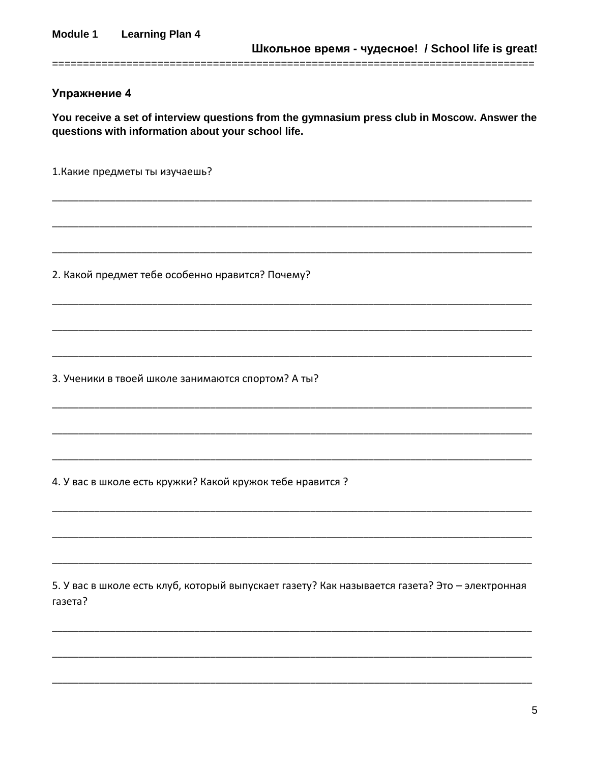## Упражнение 4

**You receive a set of interview questions from the gymnasium press club in Moscow. Answer the questions with information about your school life.**

1.Какие предметы ты изучаешь?

______________________________________________________________________________

______________________________________________________________________________

______________________________________________________________________________

2. Какой предмет тебе особенно нравится? Почему?

______________________________________________________________________________

______________________________________________________________________________

______________________________________________________________________________

3. Ученики в твоей школе занимаются спортом? А ты?

______________________________________________________________________________

______________________________________________________________________________

______________________________________________________________________________

4. У вас в школе есть кружки? Какой кружок тебе нравится ?

______________________________________________________________________________

______________________________________________________________________________

______________________________________________________________________________

5. У вас в школе есть клуб, который выпускает газету? Как называется газета? Это – электронная газета?

______________________________________________________________________________

______________________________________________________________________________

______________________________________________________________________________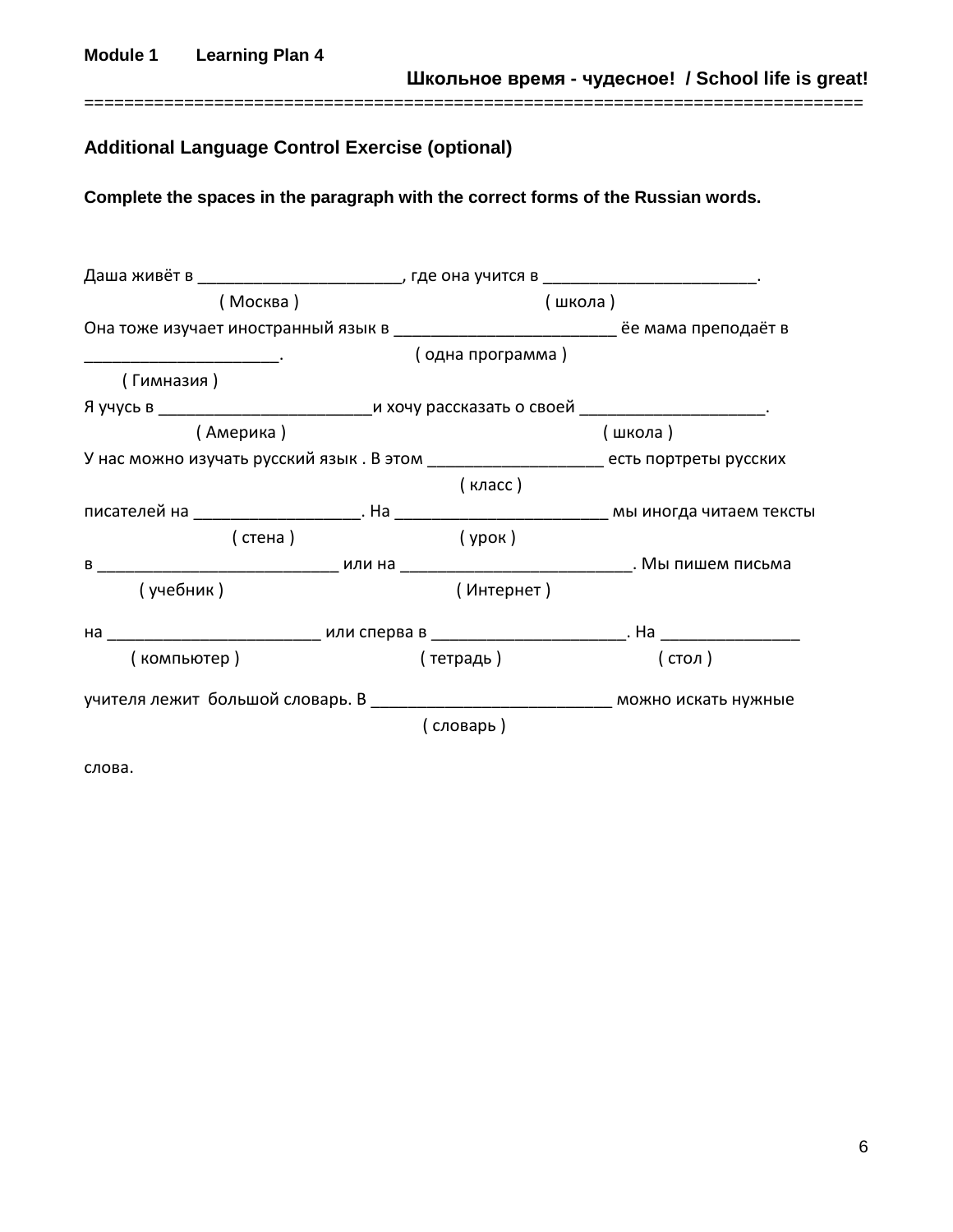**Module 1 Learning Plan 4**

**Школьное время - чудесное! / School life is great!**

===========================================================================

### Additional Language Control Exercise (optional)

**Complete the spaces in the paragraph with the correct forms of the Russian words.**

Даша живёт в ______________________, где она учится в _______________________.
( Москва ) ( школа )

Она тоже изучает иностранный язык в ________________________ ёе мама преподаёт в _____________________.
( одна программа )
( Гимназия )

Я учусь в _______________________и хочу рассказать о своей ____________________.
( Америка ) ( школа )

У нас можно изучать русский язык . В этом ___________________ есть портреты русских
( класс )

писателей на __________________. На _______________________ мы иногда читаем тексты
( стена ) ( урок )

в __________________________ или на _________________________. Мы пишем письма
( учебник ) ( Интернет )

на _______________________ или сперва в _____________________. На _______________
( компьютер ) ( тетрадь ) ( стол )

учителя лежит большой словарь. В __________________________ можно искать нужные
( словарь )

слова.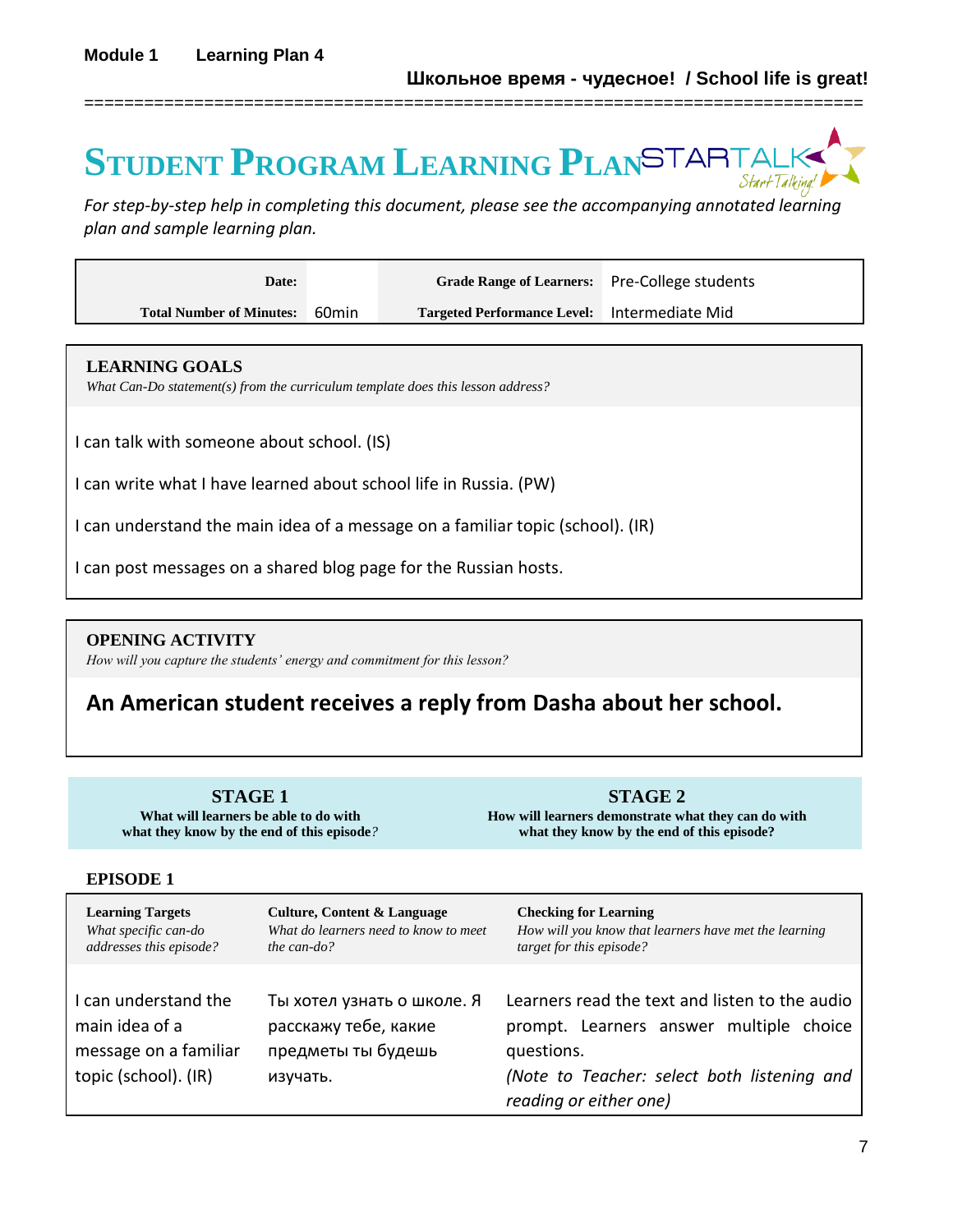**Module 1 Learning Plan 4**

**Школьное время - чудесное! / School life is great!**

# STUDENT PROGRAM LEARNING PLAN

STARTALK *Start Talking!*

*For step-by-step help in completing this document, please see the accompanying annotated learning plan and sample learning plan.*

| **Date:** | | **Grade Range of Learners:** | Pre-College students |
|---|---|---|---|
| **Total Number of Minutes:** | 60min | **Targeted Performance Level:** | Intermediate Mid |

## LEARNING GOALS

*What Can-Do statement(s) from the curriculum template does this lesson address?*

I can talk with someone about school. (IS)

I can write what I have learned about school life in Russia. (PW)

I can understand the main idea of a message on a familiar topic (school). (IR)

I can post messages on a shared blog page for the Russian hosts.

## OPENING ACTIVITY

*How will you capture the students' energy and commitment for this lesson?*

**An American student receives a reply from Dasha about her school.**

| **STAGE 1**<br>What will learners be able to do with what they know by the end of this episode? | **STAGE 2**<br>How will learners demonstrate what they can do with what they know by the end of this episode? |
|---|---|

### EPISODE 1

| **Learning Targets**<br>*What specific can-do addresses this episode?* | **Culture, Content & Language**<br>*What do learners need to know to meet the can-do?* | **Checking for Learning**<br>*How will you know that learners have met the learning target for this episode?* |
|---|---|---|
| I can understand the main idea of a message on a familiar topic (school). (IR) | Ты хотел узнать о школе. Я расскажу тебе, какие предметы ты будешь изучать. | Learners read the text and listen to the audio prompt. Learners answer multiple choice questions.<br>*(Note to Teacher: select both listening and reading or either one)* |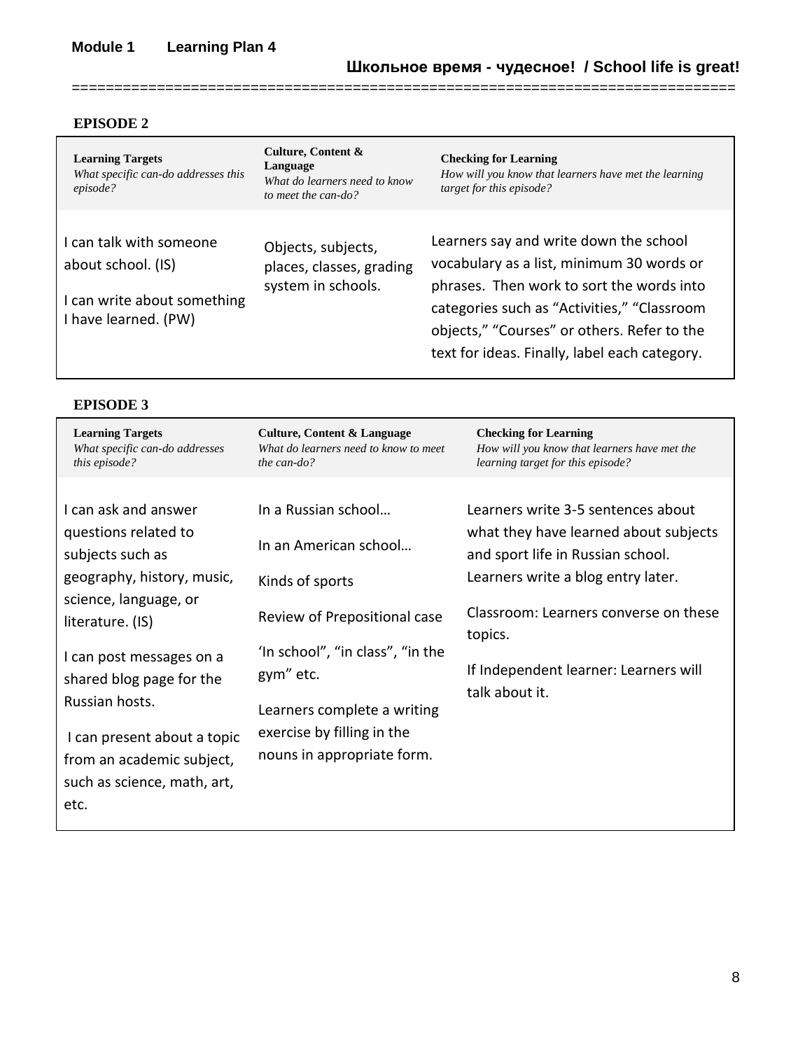**Module 1 Learning Plan 4**

**Школьное время - чудесное! / School life is great!**

### EPISODE 2

| **Learning Targets** *What specific can-do addresses this episode?* | **Culture, Content & Language** *What do learners need to know to meet the can-do?* | **Checking for Learning** *How will you know that learners have met the learning target for this episode?* |
|---|---|---|
| I can talk with someone about school. (IS)<br><br>I can write about something I have learned. (PW) | Objects, subjects, places, classes, grading system in schools. | Learners say and write down the school vocabulary as a list, minimum 30 words or phrases. Then work to sort the words into categories such as "Activities," "Classroom objects," "Courses" or others. Refer to the text for ideas. Finally, label each category. |

### EPISODE 3

| **Learning Targets** *What specific can-do addresses this episode?* | **Culture, Content & Language** *What do learners need to know to meet the can-do?* | **Checking for Learning** *How will you know that learners have met the learning target for this episode?* |
|---|---|---|
| I can ask and answer questions related to subjects such as geography, history, music, science, language, or literature. (IS)<br><br>I can post messages on a shared blog page for the Russian hosts.<br><br>I can present about a topic from an academic subject, such as science, math, art, etc. | In a Russian school…<br><br>In an American school…<br><br>Kinds of sports<br><br>Review of Prepositional case<br><br>'In school", "in class", "in the gym" etc.<br><br>Learners complete a writing exercise by filling in the nouns in appropriate form. | Learners write 3-5 sentences about what they have learned about subjects and sport life in Russian school. Learners write a blog entry later.<br><br>Classroom: Learners converse on these topics.<br><br>If Independent learner: Learners will talk about it. |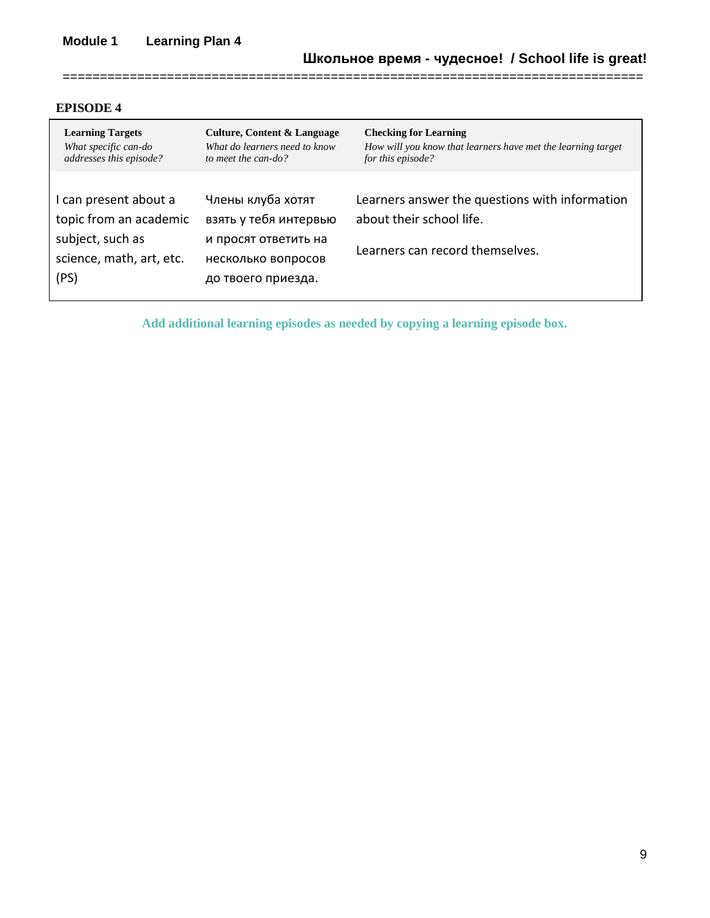**Module 1 Learning Plan 4**

**Школьное время - чудесное! / School life is great!**

## EPISODE 4

| **Learning Targets** *What specific can-do addresses this episode?* | **Culture, Content & Language** *What do learners need to know to meet the can-do?* | **Checking for Learning** *How will you know that learners have met the learning target for this episode?* |
|---|---|---|
| I can present about a topic from an academic subject, such as science, math, art, etc. (PS) | Члены клуба хотят взять у тебя интервью и просят ответить на несколько вопросов до твоего приезда. | Learners answer the questions with information about their school life.<br><br>Learners can record themselves. |

**Add additional learning episodes as needed by copying a learning episode box.**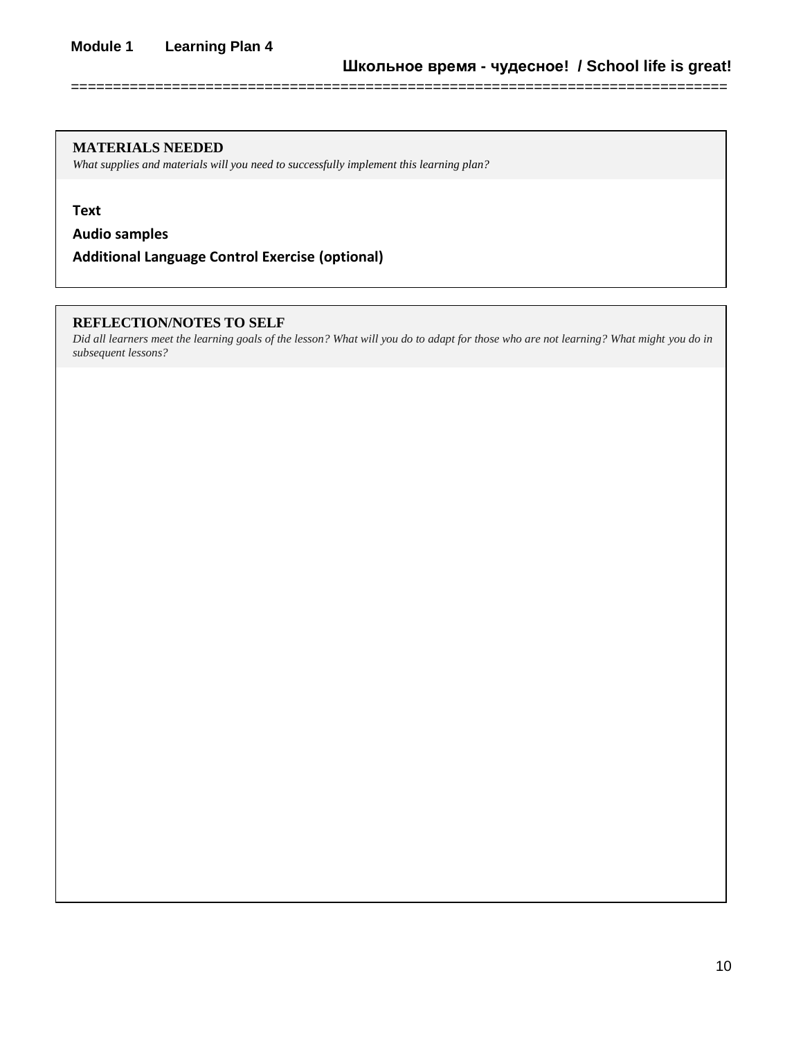### MATERIALS NEEDED

*What supplies and materials will you need to successfully implement this learning plan?*

**Text**

**Audio samples**

**Additional Language Control Exercise (optional)**

### REFLECTION/NOTES TO SELF

*Did all learners meet the learning goals of the lesson? What will you do to adapt for those who are not learning? What might you do in subsequent lessons?*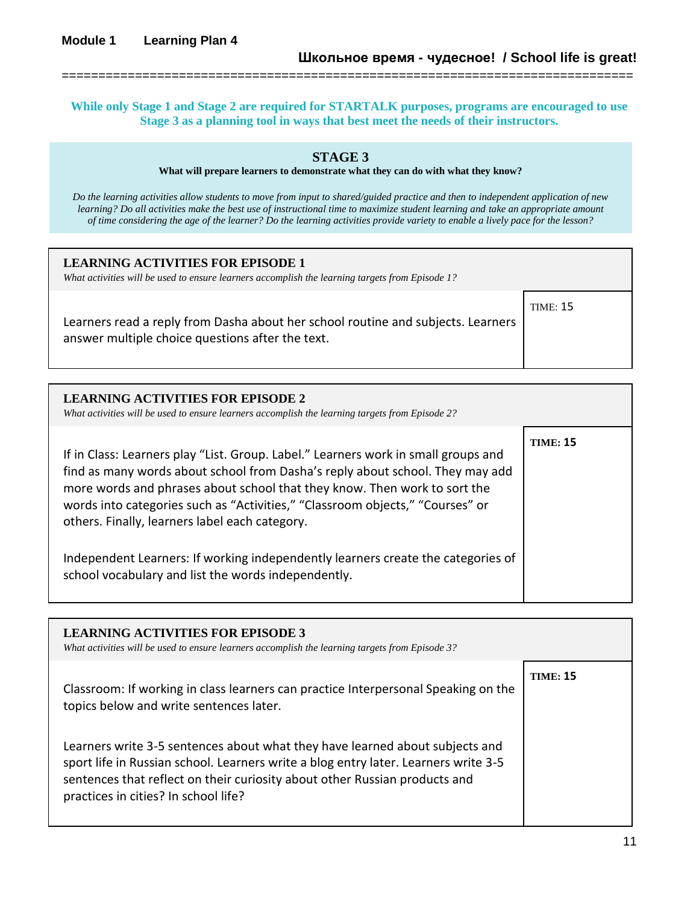**Module 1 Learning Plan 4**

**Школьное время - чудесное! / School life is great!**

**While only Stage 1 and Stage 2 are required for STARTALK purposes, programs are encouraged to use Stage 3 as a planning tool in ways that best meet the needs of their instructors.**

## STAGE 3

**What will prepare learners to demonstrate what they can do with what they know?**

*Do the learning activities allow students to move from input to shared/guided practice and then to independent application of new learning? Do all activities make the best use of instructional time to maximize student learning and take an appropriate amount of time considering the age of the learner? Do the learning activities provide variety to enable a lively pace for the lesson?*

### LEARNING ACTIVITIES FOR EPISODE 1

*What activities will be used to ensure learners accomplish the learning targets from Episode 1?*

| | |
|---|---|
| Learners read a reply from Dasha about her school routine and subjects. Learners answer multiple choice questions after the text. | TIME: 15 |

### LEARNING ACTIVITIES FOR EPISODE 2

*What activities will be used to ensure learners accomplish the learning targets from Episode 2?*

| | |
|---|---|
| If in Class: Learners play "List. Group. Label." Learners work in small groups and find as many words about school from Dasha's reply about school. They may add more words and phrases about school that they know. Then work to sort the words into categories such as "Activities," "Classroom objects," "Courses" or others. Finally, learners label each category.<br><br>Independent Learners: If working independently learners create the categories of school vocabulary and list the words independently. | **TIME: 15** |

### LEARNING ACTIVITIES FOR EPISODE 3

*What activities will be used to ensure learners accomplish the learning targets from Episode 3?*

| | |
|---|---|
| Classroom: If working in class learners can practice Interpersonal Speaking on the topics below and write sentences later.<br><br>Learners write 3-5 sentences about what they have learned about subjects and sport life in Russian school. Learners write a blog entry later. Learners write 3-5 sentences that reflect on their curiosity about other Russian products and practices in cities? In school life? | **TIME: 15** |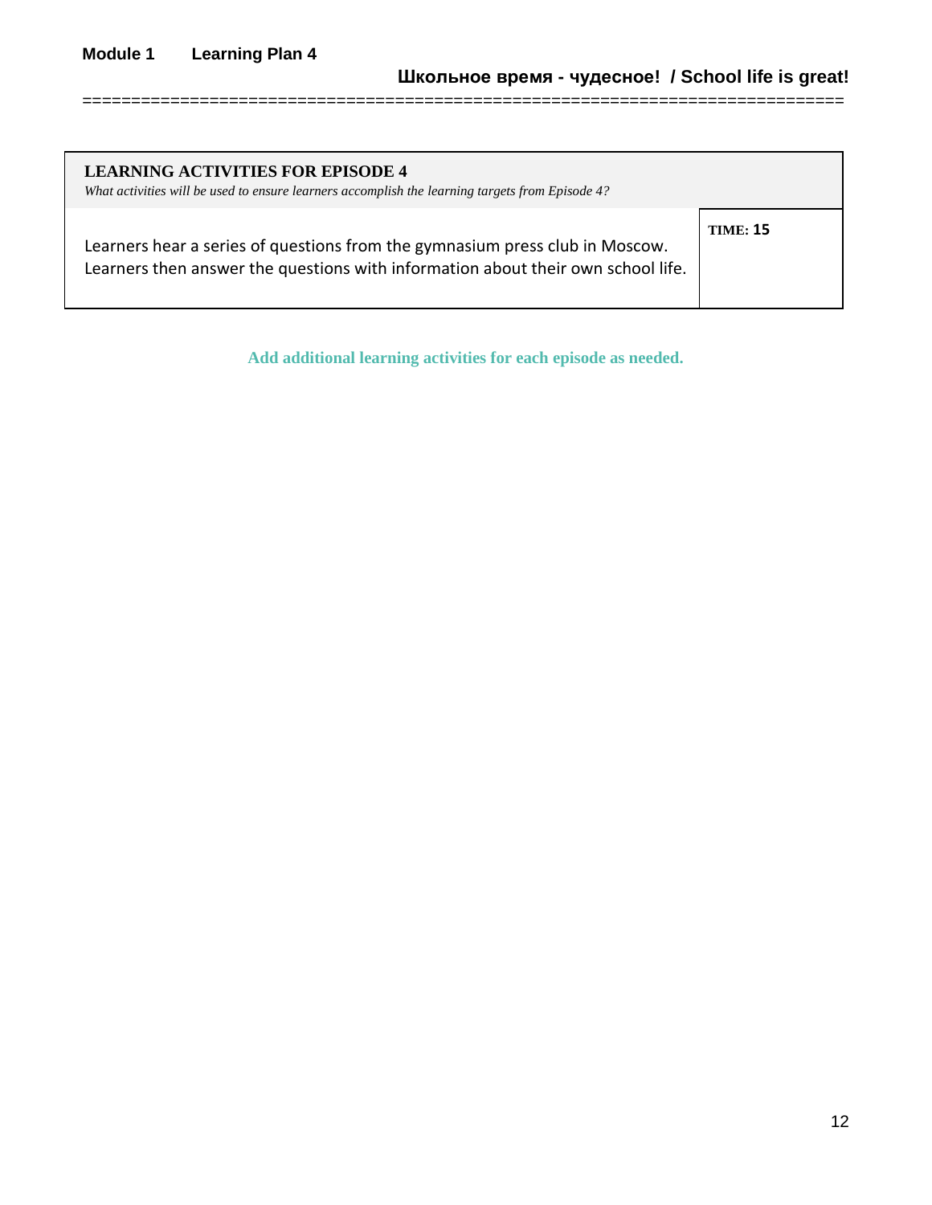| LEARNING ACTIVITIES FOR EPISODE 4<br>*What activities will be used to ensure learners accomplish the learning targets from Episode 4?* | |
|---|---|
| Learners hear a series of questions from the gymnasium press club in Moscow. Learners then answer the questions with information about their own school life. | **TIME:** **15** |

**Add additional learning activities for each episode as needed.**